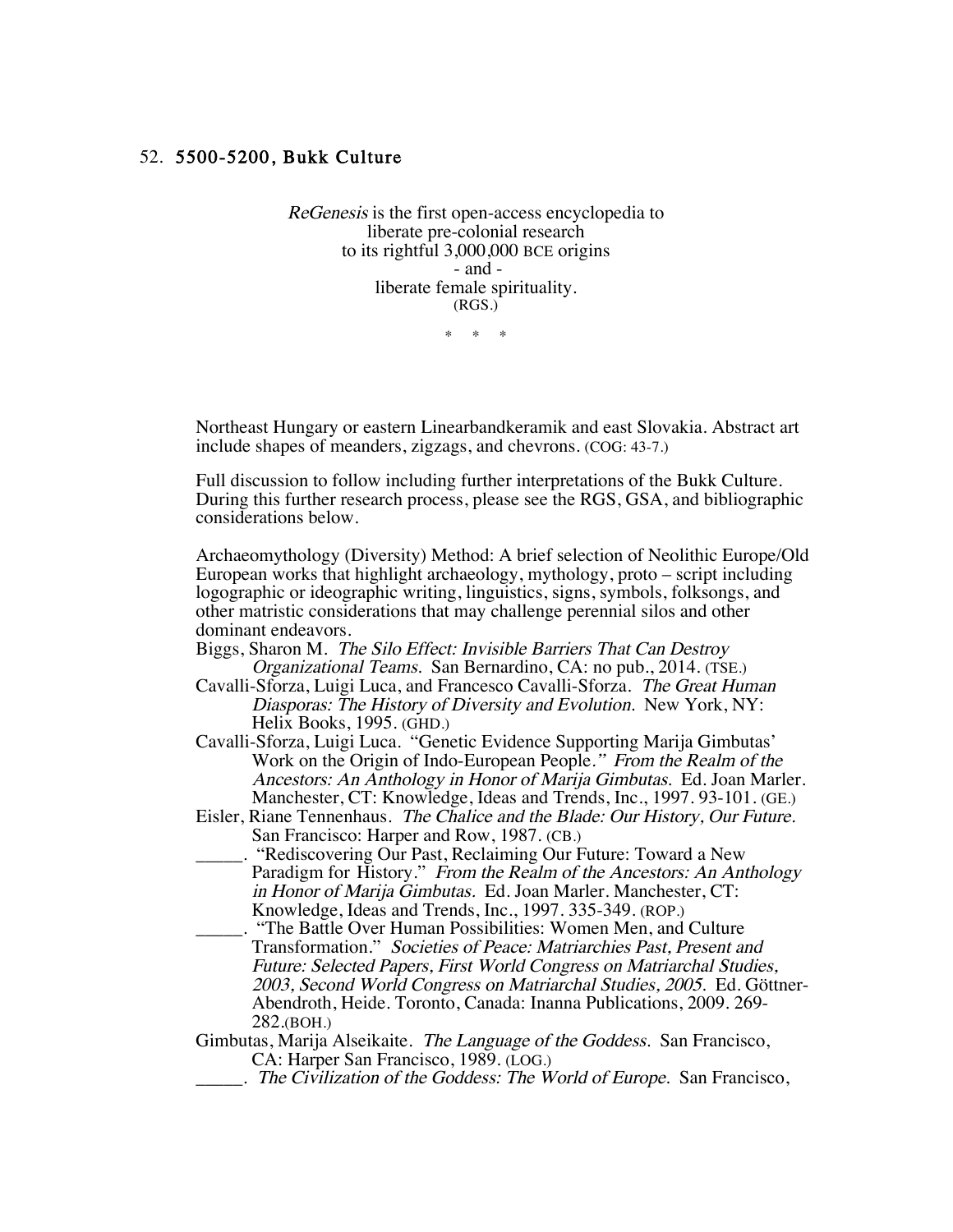## 52. 5500-5200, Bukk Culture

*ReGenesis* is the first open-access encyclopedia to
liberate pre-colonial research
to its rightful 3,000,000 BCE origins
- and -
liberate female spirituality.
(RGS.)

\*   \*   \*

Northeast Hungary or eastern Linearbandkeramik and east Slovakia. Abstract art include shapes of meanders, zigzags, and chevrons. (COG: 43-7.)

Full discussion to follow including further interpretations of the Bukk Culture. During this further research process, please see the RGS, GSA, and bibliographic considerations below.

Archaeomythology (Diversity) Method: A brief selection of Neolithic Europe/Old European works that highlight archaeology, mythology, proto – script including logographic or ideographic writing, linguistics, signs, symbols, folksongs, and other matristic considerations that may challenge perennial silos and other dominant endeavors.

Biggs, Sharon M. *The Silo Effect: Invisible Barriers That Can Destroy Organizational Teams.* San Bernardino, CA: no pub., 2014. (TSE.)

Cavalli-Sforza, Luigi Luca, and Francesco Cavalli-Sforza. *The Great Human Diasporas: The History of Diversity and Evolution.* New York, NY: Helix Books, 1995. (GHD.)

Cavalli-Sforza, Luigi Luca. "Genetic Evidence Supporting Marija Gimbutas' Work on the Origin of Indo-European People." *From the Realm of the Ancestors: An Anthology in Honor of Marija Gimbutas.* Ed. Joan Marler. Manchester, CT: Knowledge, Ideas and Trends, Inc., 1997. 93-101. (GE.)

Eisler, Riane Tennenhaus. *The Chalice and the Blade: Our History, Our Future.* San Francisco: Harper and Row, 1987. (CB.)

_____. "Rediscovering Our Past, Reclaiming Our Future: Toward a New Paradigm for History." *From the Realm of the Ancestors: An Anthology in Honor of Marija Gimbutas.* Ed. Joan Marler. Manchester, CT: Knowledge, Ideas and Trends, Inc., 1997. 335-349. (ROP.)

_____. "The Battle Over Human Possibilities: Women Men, and Culture Transformation." *Societies of Peace: Matriarchies Past, Present and Future: Selected Papers, First World Congress on Matriarchal Studies, 2003, Second World Congress on Matriarchal Studies, 2005.* Ed. Göttner-Abendroth, Heide. Toronto, Canada: Inanna Publications, 2009. 269-282.(BOH.)

Gimbutas, Marija Alseikaite. *The Language of the Goddess.* San Francisco, CA: Harper San Francisco, 1989. (LOG.)

_____. *The Civilization of the Goddess: The World of Europe.* San Francisco,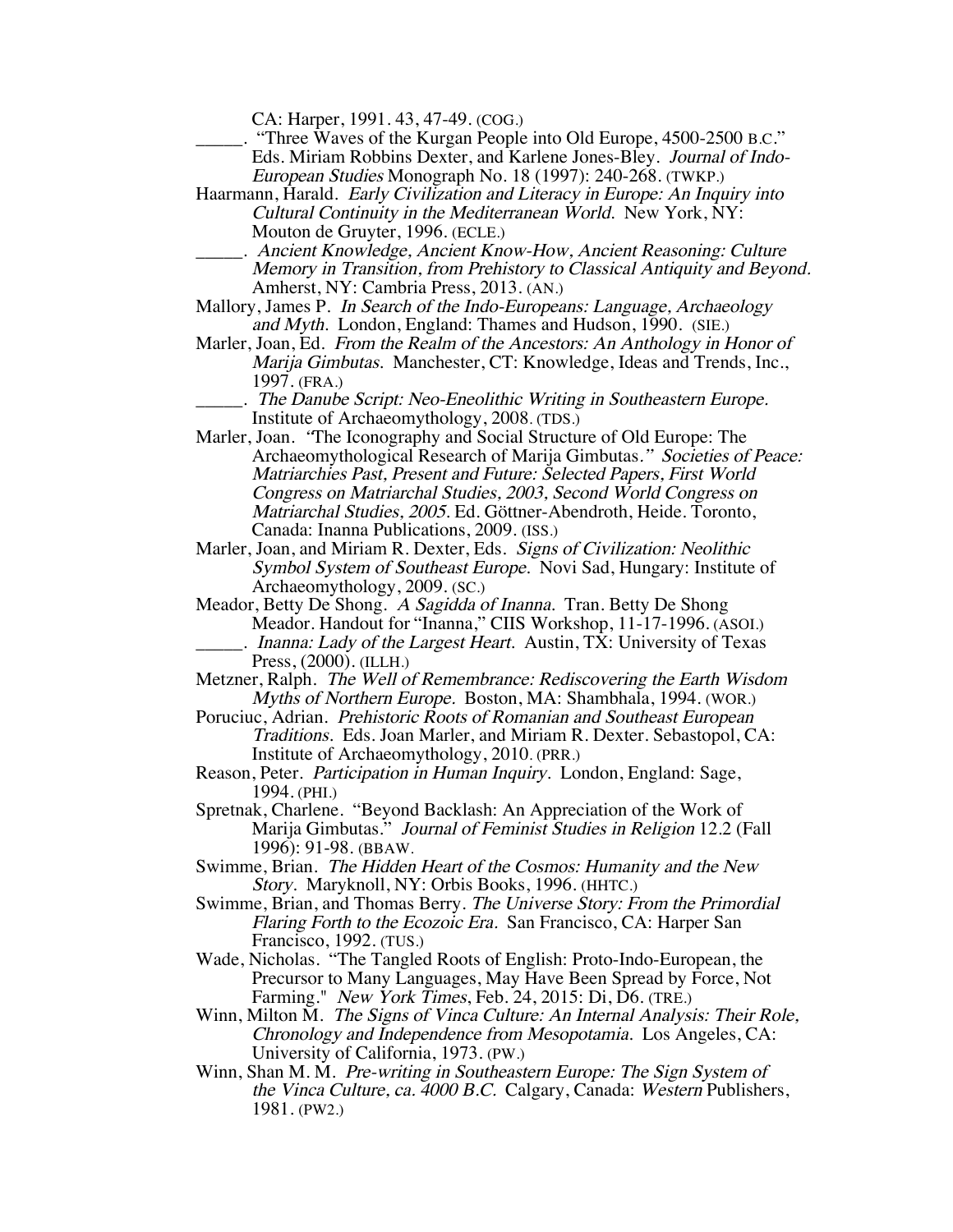CA: Harper, 1991. 43, 47-49. (COG.)

_____. "Three Waves of the Kurgan People into Old Europe, 4500-2500 B.C." Eds. Miriam Robbins Dexter, and Karlene Jones-Bley. *Journal of Indo-European Studies* Monograph No. 18 (1997): 240-268. (TWKP.)

Haarmann, Harald. *Early Civilization and Literacy in Europe: An Inquiry into Cultural Continuity in the Mediterranean World.* New York, NY: Mouton de Gruyter, 1996. (ECLE.)

_____. *Ancient Knowledge, Ancient Know-How, Ancient Reasoning: Culture Memory in Transition, from Prehistory to Classical Antiquity and Beyond.* Amherst, NY: Cambria Press, 2013. (AN.)

Mallory, James P. *In Search of the Indo-Europeans: Language, Archaeology and Myth.* London, England: Thames and Hudson, 1990. (SIE.)

Marler, Joan, Ed. *From the Realm of the Ancestors: An Anthology in Honor of Marija Gimbutas.* Manchester, CT: Knowledge, Ideas and Trends, Inc., 1997. (FRA.)

_____. *The Danube Script: Neo-Eneolithic Writing in Southeastern Europe.* Institute of Archaeomythology, 2008. (TDS.)

Marler, Joan. "The Iconography and Social Structure of Old Europe: The Archaeomythological Research of Marija Gimbutas." *Societies of Peace: Matriarchies Past, Present and Future: Selected Papers, First World Congress on Matriarchal Studies, 2003, Second World Congress on Matriarchal Studies, 2005.* Ed. Göttner-Abendroth, Heide. Toronto, Canada: Inanna Publications, 2009. (ISS.)

Marler, Joan, and Miriam R. Dexter, Eds. *Signs of Civilization: Neolithic Symbol System of Southeast Europe.* Novi Sad, Hungary: Institute of Archaeomythology, 2009. (SC.)

Meador, Betty De Shong. *A Sagidda of Inanna.* Tran. Betty De Shong Meador. Handout for "Inanna," CIIS Workshop, 11-17-1996. (ASOI.)

_____. *Inanna: Lady of the Largest Heart.* Austin, TX: University of Texas Press, (2000). (ILLH.)

Metzner, Ralph. *The Well of Remembrance: Rediscovering the Earth Wisdom Myths of Northern Europe.* Boston, MA: Shambhala, 1994. (WOR.)

Poruciuc, Adrian. *Prehistoric Roots of Romanian and Southeast European Traditions.* Eds. Joan Marler, and Miriam R. Dexter. Sebastopol, CA: Institute of Archaeomythology, 2010. (PRR.)

Reason, Peter. *Participation in Human Inquiry.* London, England: Sage, 1994. (PHI.)

Spretnak, Charlene. "Beyond Backlash: An Appreciation of the Work of Marija Gimbutas." *Journal of Feminist Studies in Religion* 12.2 (Fall 1996): 91-98. (BBAW.

Swimme, Brian. *The Hidden Heart of the Cosmos: Humanity and the New Story.* Maryknoll, NY: Orbis Books, 1996. (HHTC.)

Swimme, Brian, and Thomas Berry. *The Universe Story: From the Primordial Flaring Forth to the Ecozoic Era.* San Francisco, CA: Harper San Francisco, 1992. (TUS.)

Wade, Nicholas. "The Tangled Roots of English: Proto-Indo-European, the Precursor to Many Languages, May Have Been Spread by Force, Not Farming." *New York Times*, Feb. 24, 2015: Di, D6. (TRE.)

Winn, Milton M. *The Signs of Vinca Culture: An Internal Analysis: Their Role, Chronology and Independence from Mesopotamia.* Los Angeles, CA: University of California, 1973. (PW.)

Winn, Shan M. M. *Pre-writing in Southeastern Europe: The Sign System of the Vinca Culture, ca. 4000 B.C.* Calgary, Canada: *Western* Publishers, 1981. (PW2.)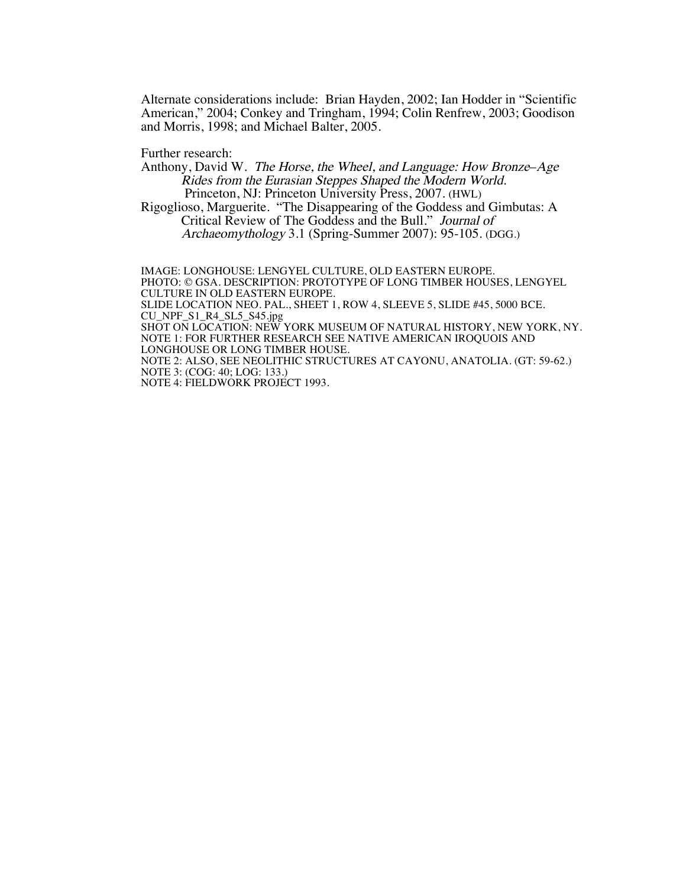Alternate considerations include: Brian Hayden, 2002; Ian Hodder in "Scientific American," 2004; Conkey and Tringham, 1994; Colin Renfrew, 2003; Goodison and Morris, 1998; and Michael Balter, 2005.

Further research:

Anthony, David W. *The Horse, the Wheel, and Language: How Bronze–Age Rides from the Eurasian Steppes Shaped the Modern World.* Princeton, NJ: Princeton University Press, 2007. (HWL)

Rigoglioso, Marguerite. "The Disappearing of the Goddess and Gimbutas: A Critical Review of The Goddess and the Bull." *Journal of Archaeomythology* 3.1 (Spring-Summer 2007): 95-105. (DGG.)

IMAGE: LONGHOUSE: LENGYEL CULTURE, OLD EASTERN EUROPE.
PHOTO: © GSA. DESCRIPTION: PROTOTYPE OF LONG TIMBER HOUSES, LENGYEL CULTURE IN OLD EASTERN EUROPE.
SLIDE LOCATION NEO. PAL., SHEET 1, ROW 4, SLEEVE 5, SLIDE #45, 5000 BCE.
CU_NPF_S1_R4_SL5_S45.jpg
SHOT ON LOCATION: NEW YORK MUSEUM OF NATURAL HISTORY, NEW YORK, NY.
NOTE 1: FOR FURTHER RESEARCH SEE NATIVE AMERICAN IROQUOIS AND LONGHOUSE OR LONG TIMBER HOUSE.
NOTE 2: ALSO, SEE NEOLITHIC STRUCTURES AT CAYONU, ANATOLIA. (GT: 59-62.)
NOTE 3: (COG: 40; LOG: 133.)
NOTE 4: FIELDWORK PROJECT 1993.